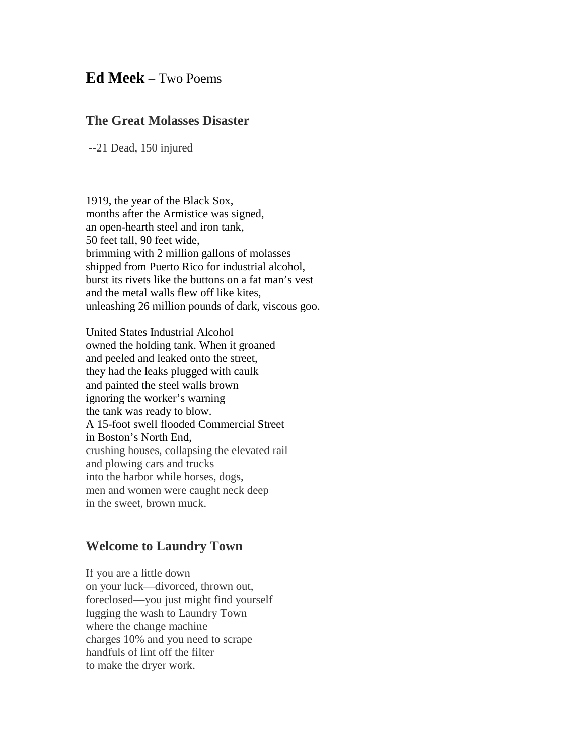# **Ed Meek** – Two Poems

## The Great Molasses Disaster

--21 Dead, 150 injured

1919, the year of the Black Sox,
months after the Armistice was signed,
an open-hearth steel and iron tank,
50 feet tall, 90 feet wide,
brimming with 2 million gallons of molasses
shipped from Puerto Rico for industrial alcohol,
burst its rivets like the buttons on a fat man's vest
and the metal walls flew off like kites,
unleashing 26 million pounds of dark, viscous goo.

United States Industrial Alcohol
owned the holding tank. When it groaned
and peeled and leaked onto the street,
they had the leaks plugged with caulk
and painted the steel walls brown
ignoring the worker's warning
the tank was ready to blow.
A 15-foot swell flooded Commercial Street
in Boston's North End,
crushing houses, collapsing the elevated rail
and plowing cars and trucks
into the harbor while horses, dogs,
men and women were caught neck deep
in the sweet, brown muck.

## Welcome to Laundry Town

If you are a little down
on your luck—divorced, thrown out,
foreclosed—you just might find yourself
lugging the wash to Laundry Town
where the change machine
charges 10% and you need to scrape
handfuls of lint off the filter
to make the dryer work.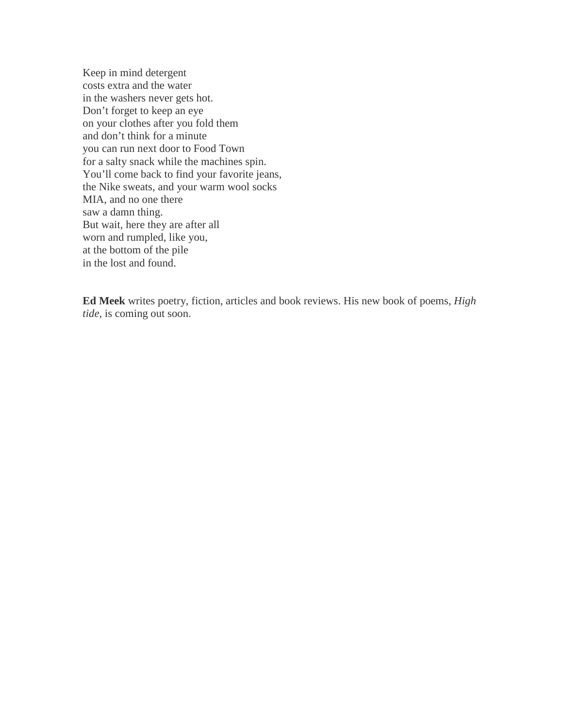Keep in mind detergent  
costs extra and the water  
in the washers never gets hot.  
Don't forget to keep an eye  
on your clothes after you fold them  
and don't think for a minute  
you can run next door to Food Town  
for a salty snack while the machines spin.  
You'll come back to find your favorite jeans,  
the Nike sweats, and your warm wool socks  
MIA, and no one there  
saw a damn thing.  
But wait, here they are after all  
worn and rumpled, like you,  
at the bottom of the pile  
in the lost and found.

**Ed Meek** writes poetry, fiction, articles and book reviews. His new book of poems, *High tide*, is coming out soon.